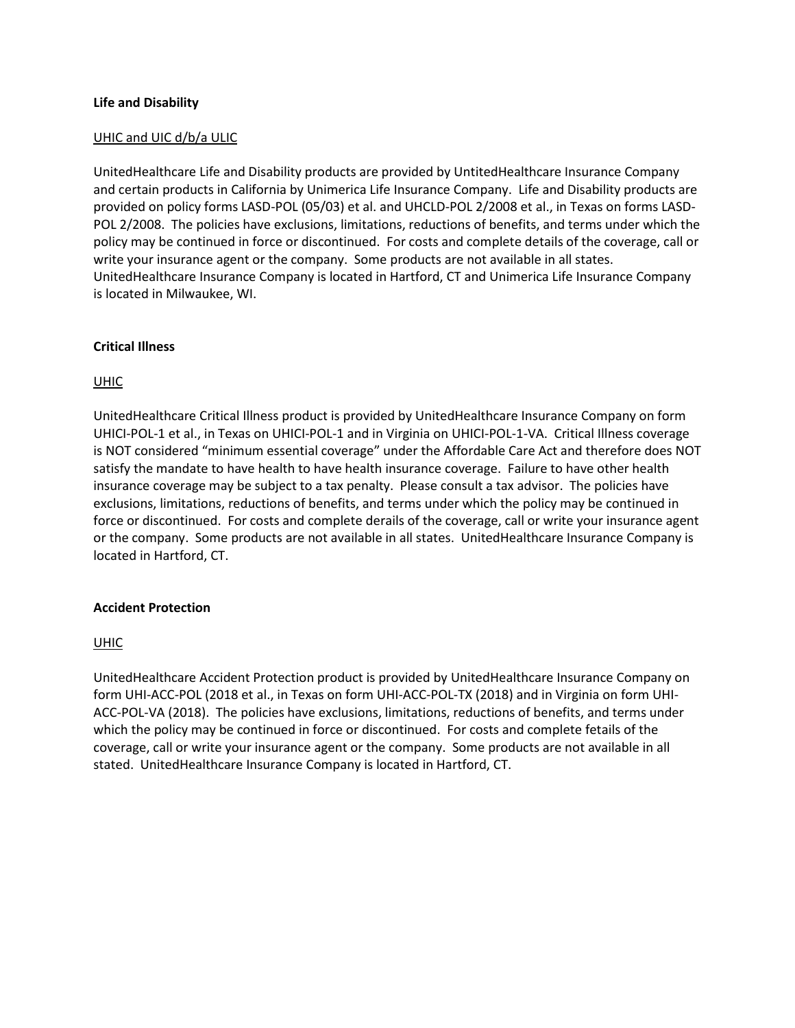**Life and Disability**

UHIC and UIC d/b/a ULIC

UnitedHealthcare Life and Disability products are provided by UntitedHealthcare Insurance Company and certain products in California by Unimerica Life Insurance Company. Life and Disability products are provided on policy forms LASD-POL (05/03) et al. and UHCLD-POL 2/2008 et al., in Texas on forms LASD-POL 2/2008. The policies have exclusions, limitations, reductions of benefits, and terms under which the policy may be continued in force or discontinued. For costs and complete details of the coverage, call or write your insurance agent or the company. Some products are not available in all states. UnitedHealthcare Insurance Company is located in Hartford, CT and Unimerica Life Insurance Company is located in Milwaukee, WI.

**Critical Illness**

UHIC

UnitedHealthcare Critical Illness product is provided by UnitedHealthcare Insurance Company on form UHICI-POL-1 et al., in Texas on UHICI-POL-1 and in Virginia on UHICI-POL-1-VA. Critical Illness coverage is NOT considered "minimum essential coverage" under the Affordable Care Act and therefore does NOT satisfy the mandate to have health to have health insurance coverage. Failure to have other health insurance coverage may be subject to a tax penalty. Please consult a tax advisor. The policies have exclusions, limitations, reductions of benefits, and terms under which the policy may be continued in force or discontinued. For costs and complete derails of the coverage, call or write your insurance agent or the company. Some products are not available in all states. UnitedHealthcare Insurance Company is located in Hartford, CT.

**Accident Protection**

UHIC

UnitedHealthcare Accident Protection product is provided by UnitedHealthcare Insurance Company on form UHI-ACC-POL (2018 et al., in Texas on form UHI-ACC-POL-TX (2018) and in Virginia on form UHI-ACC-POL-VA (2018). The policies have exclusions, limitations, reductions of benefits, and terms under which the policy may be continued in force or discontinued. For costs and complete fetails of the coverage, call or write your insurance agent or the company. Some products are not available in all stated. UnitedHealthcare Insurance Company is located in Hartford, CT.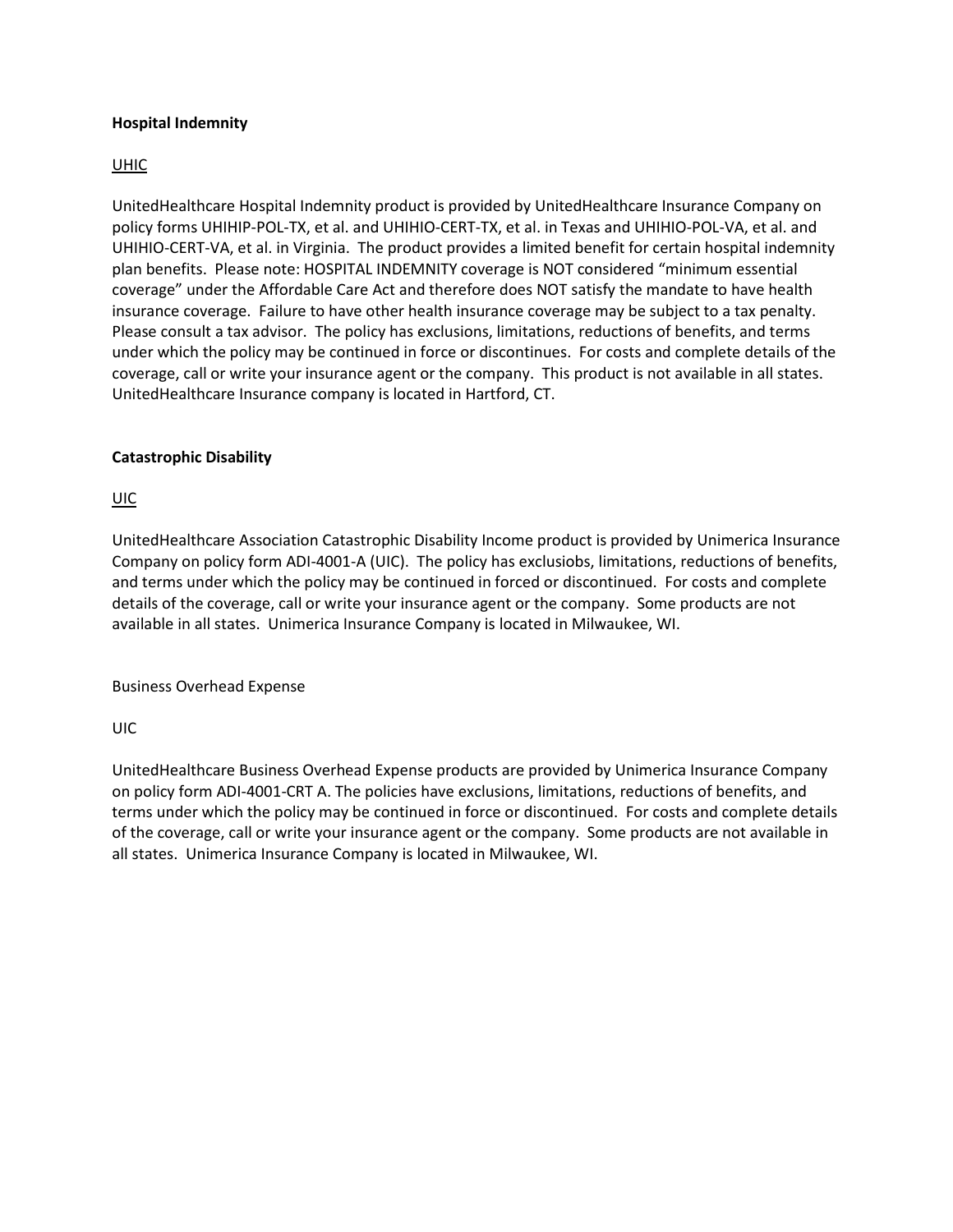**Hospital Indemnity**

UHIC

UnitedHealthcare Hospital Indemnity product is provided by UnitedHealthcare Insurance Company on policy forms UHIHIP-POL-TX, et al. and UHIHIO-CERT-TX, et al. in Texas and UHIHIO-POL-VA, et al. and UHIHIO-CERT-VA, et al. in Virginia. The product provides a limited benefit for certain hospital indemnity plan benefits. Please note: HOSPITAL INDEMNITY coverage is NOT considered "minimum essential coverage" under the Affordable Care Act and therefore does NOT satisfy the mandate to have health insurance coverage. Failure to have other health insurance coverage may be subject to a tax penalty. Please consult a tax advisor. The policy has exclusions, limitations, reductions of benefits, and terms under which the policy may be continued in force or discontinues. For costs and complete details of the coverage, call or write your insurance agent or the company. This product is not available in all states. UnitedHealthcare Insurance company is located in Hartford, CT.

**Catastrophic Disability**

UIC

UnitedHealthcare Association Catastrophic Disability Income product is provided by Unimerica Insurance Company on policy form ADI-4001-A (UIC). The policy has exclusiobs, limitations, reductions of benefits, and terms under which the policy may be continued in forced or discontinued. For costs and complete details of the coverage, call or write your insurance agent or the company. Some products are not available in all states. Unimerica Insurance Company is located in Milwaukee, WI.

Business Overhead Expense

UIC

UnitedHealthcare Business Overhead Expense products are provided by Unimerica Insurance Company on policy form ADI-4001-CRT A. The policies have exclusions, limitations, reductions of benefits, and terms under which the policy may be continued in force or discontinued. For costs and complete details of the coverage, call or write your insurance agent or the company. Some products are not available in all states. Unimerica Insurance Company is located in Milwaukee, WI.